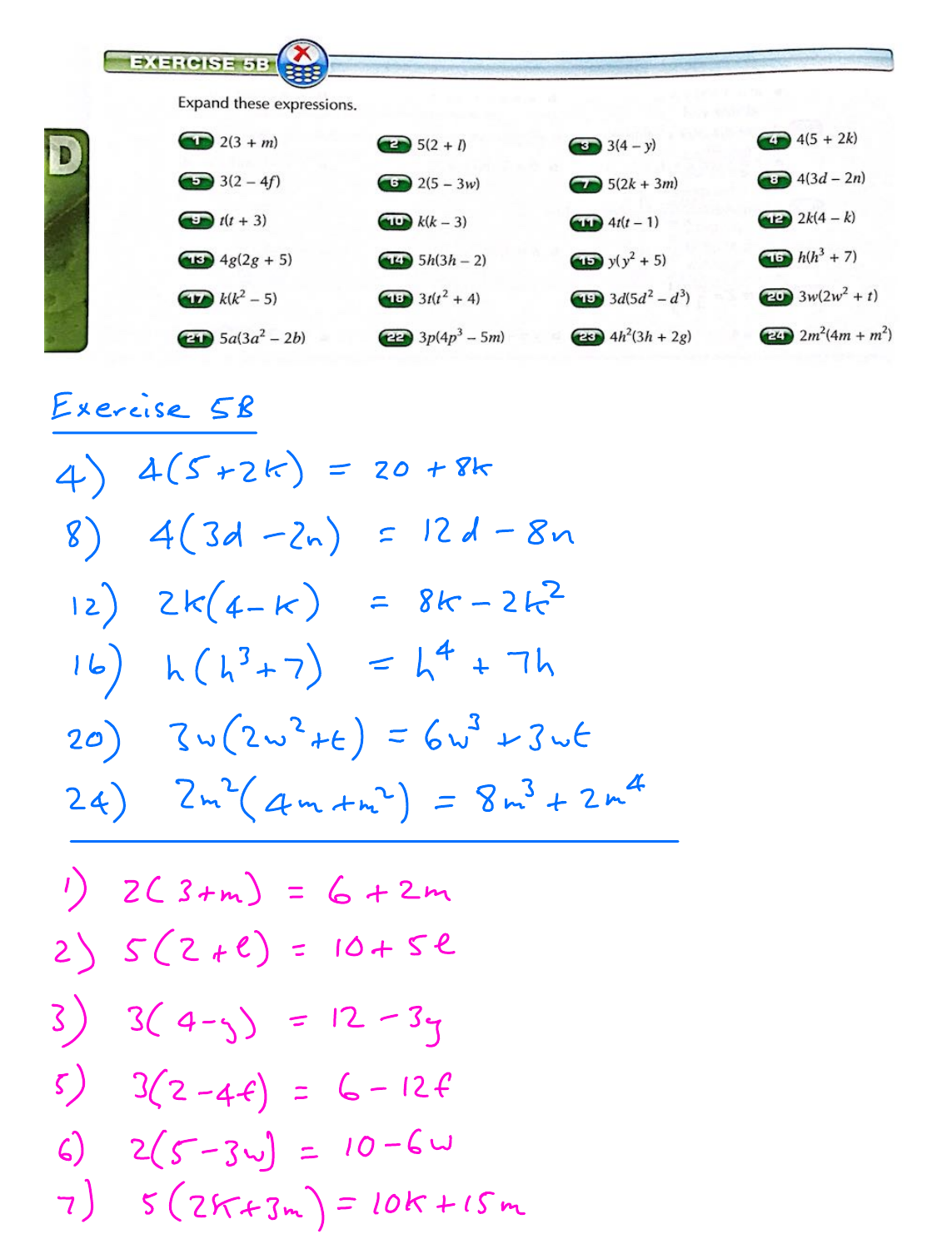## EXERCISE 5B

Expand these expressions.

1. $2(3 + m)$
2. $5(2 + l)$
3. $3(4 - y)$
4. $4(5 + 2k)$
5. $3(2 - 4f)$
6. $2(5 - 3w)$
7. $5(2k + 3m)$
8. $4(3d - 2n)$
9. $t(t + 3)$
10. $k(k - 3)$
11. $4t(t - 1)$
12. $2k(4 - k)$
13. $4g(2g + 5)$
14. $5h(3h - 2)$
15. $y(y^2 + 5)$
16. $h(h^3 + 7)$
17. $k(k^2 - 5)$
18. $3t(t^2 + 4)$
19. $3d(5d^2 - d^3)$
20. $3w(2w^2 + t)$
21. $5a(3a^2 - 2b)$
22. $3p(4p^3 - 5m)$
23. $4h^2(3h + 2g)$
24. $2m^2(4m + m^2)$

## Exercise 5B

4) $4(5+2k) = 20 + 8k$

8) $4(3d - 2n) = 12d - 8n$

12) $2k(4-k) = 8k - 2k^2$

16) $h(h^3+7) = h^4 + 7h$

20) $3w(2w^2+t) = 6w^3 + 3wt$

24) $2m^2(4m+m^2) = 8m^3 + 2m^4$

---

1) $2(3+m) = 6 + 2m$

2) $5(2+l) = 10 + 5l$

3) $3(4-y) = 12 - 3y$

5) $3(2-4f) = 6 - 12f$

6) $2(5-3w) = 10 - 6w$

7) $5(2k+3m) = 10k + 15m$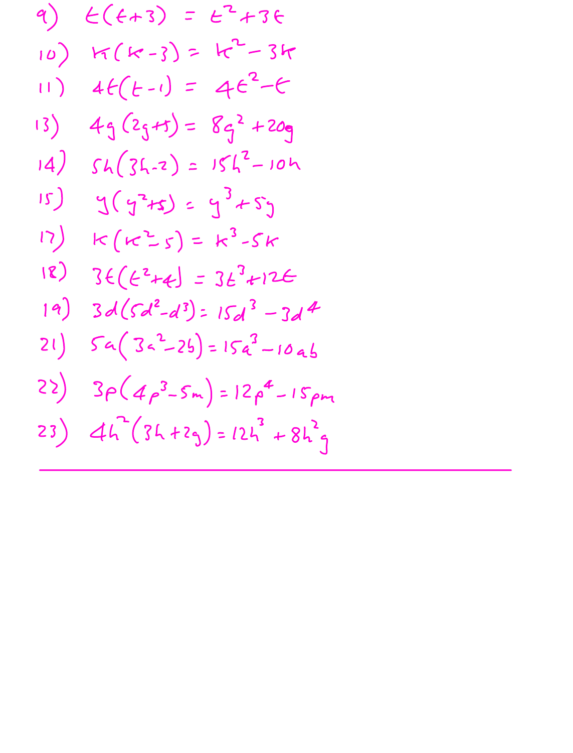9) $t(t+3) = t^2+3t$

10) $k(k-3) = k^2-3k$

11) $4t(t-1) = 4t^2-t$

13) $4g(2g+5) = 8g^2+20g$

14) $5h(3h-2) = 15h^2-10h$

15) $y(y^2+5) = y^3+5y$

17) $k(k^2-5) = k^3-5k$

18) $3t(t^2+4) = 3t^3+12t$

19) $3d(5d^2-d^3) = 15d^3-3d^4$

21) $5a(3a^2-2b) = 15a^3-10ab$

22) $3p(4p^3-5m) = 12p^4-15pm$

23) $4h^2(3h+2g) = 12h^3+8h^2g$

---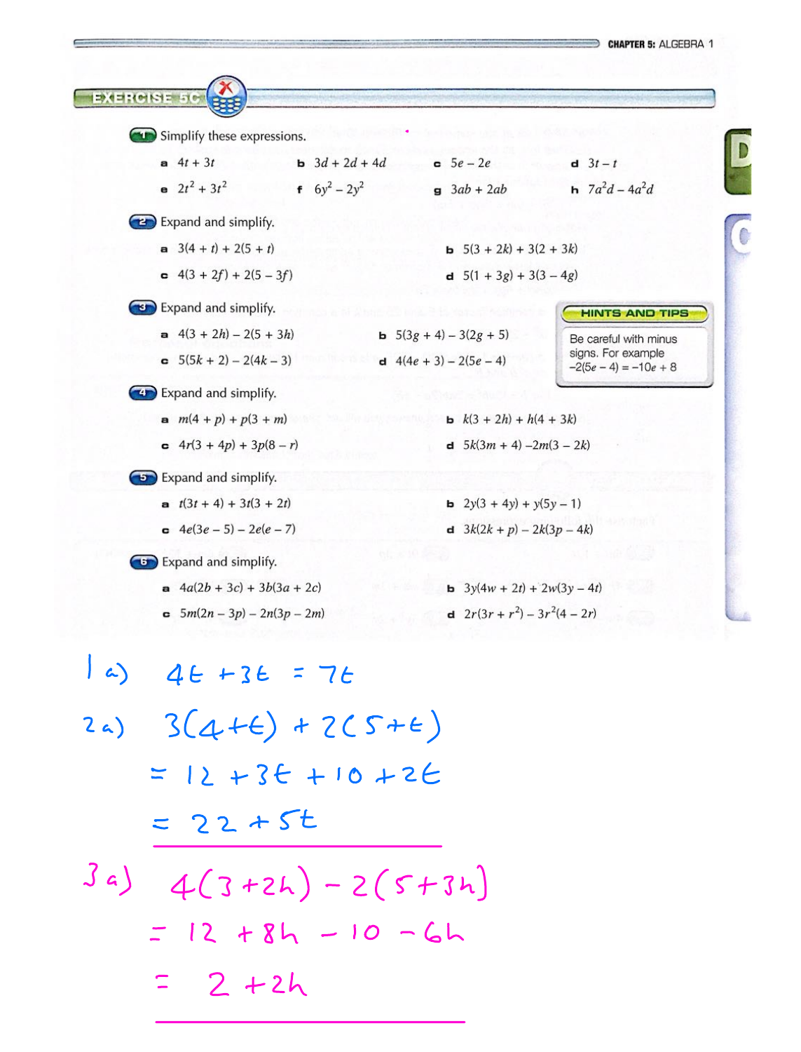## EXERCISE 5C

**1** Simplify these expressions.

**a** $4t + 3t$ **b** $3d + 2d + 4d$ **c** $5e - 2e$ **d** $3t - t$

**e** $2t^2 + 3t^2$ **f** $6y^2 - 2y^2$ **g** $3ab + 2ab$ **h** $7a^2d - 4a^2d$

**2** Expand and simplify.

**a** $3(4 + t) + 2(5 + t)$ **b** $5(3 + 2k) + 3(2 + 3k)$

**c** $4(3 + 2f) + 2(5 - 3f)$ **d** $5(1 + 3g) + 3(3 - 4g)$

**3** Expand and simplify.

**a** $4(3 + 2h) - 2(5 + 3h)$ **b** $5(3g + 4) - 3(2g + 5)$

**c** $5(5k + 2) - 2(4k - 3)$ **d** $4(4e + 3) - 2(5e - 4)$

> **HINTS AND TIPS**
>
> Be careful with minus signs. For example $-2(5e - 4) = -10e + 8$

**4** Expand and simplify.

**a** $m(4 + p) + p(3 + m)$ **b** $k(3 + 2h) + h(4 + 3k)$

**c** $4r(3 + 4p) + 3p(8 - r)$ **d** $5k(3m + 4) - 2m(3 - 2k)$

**5** Expand and simplify.

**a** $t(3t + 4) + 3t(3 + 2t)$ **b** $2y(3 + 4y) + y(5y - 1)$

**c** $4e(3e - 5) - 2e(e - 7)$ **d** $3k(2k + p) - 2k(3p - 4k)$

**6** Expand and simplify.

**a** $4a(2b + 3c) + 3b(3a + 2c)$ **b** $3y(4w + 2t) + 2w(3y - 4t)$

**c** $5m(2n - 3p) - 2n(3p - 2m)$ **d** $2r(3r + r^2) - 3r^2(4 - 2r)$

1 a) $4t + 3t = 7t$

2 a) $3(4+t) + 2(5+t)$

$= 12 + 3t + 10 + 2t$

$= 22 + 5t$

3 a) $4(3+2h) - 2(5+3h)$

$= 12 + 8h - 10 - 6h$

$= 2 + 2h$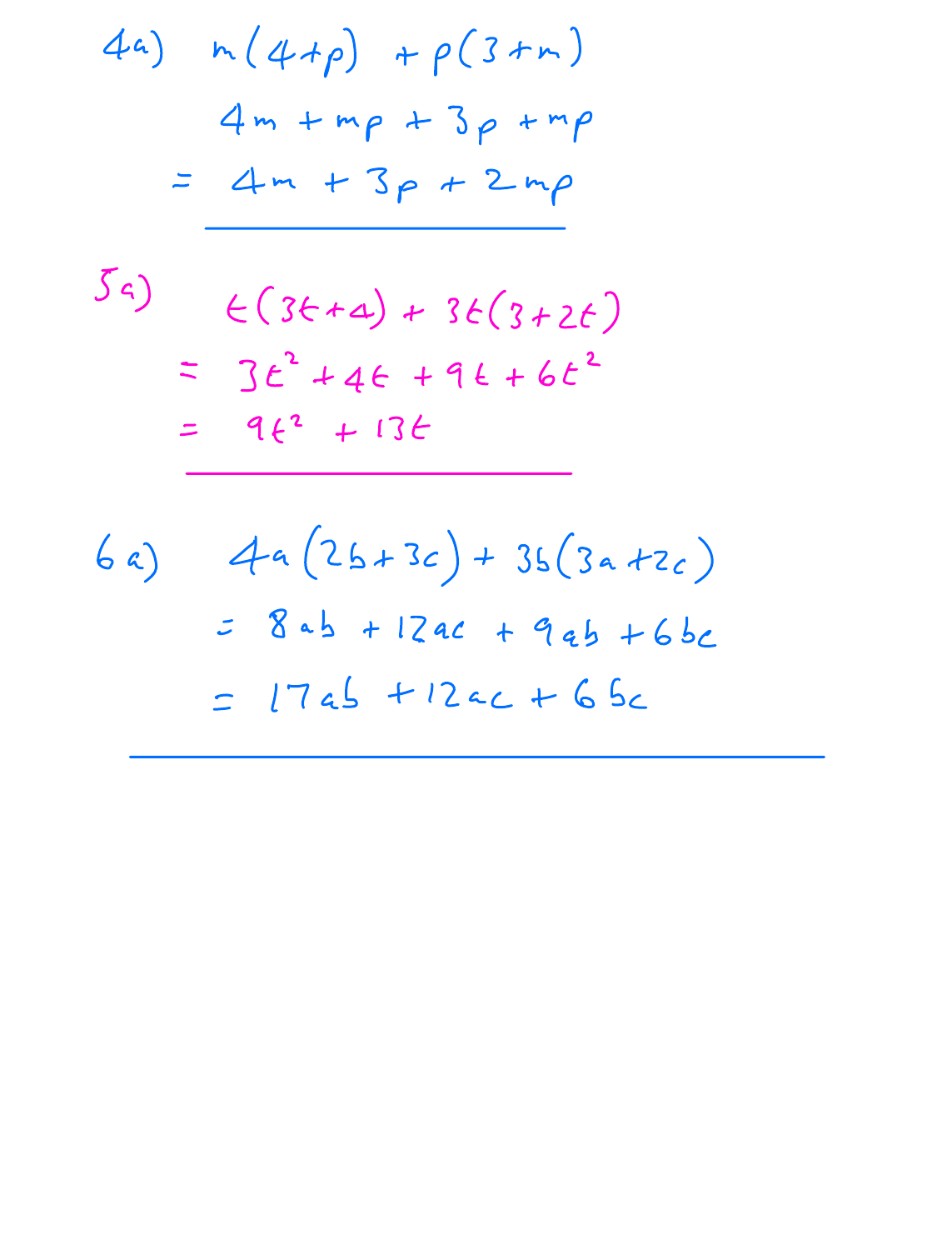4a) $m(4+p) + p(3+m)$

$4m + mp + 3p + mp$

$= 4m + 3p + 2mp$

---

5a) $t(3t+4) + 3t(3+2t)$

$= 3t^2 + 4t + 9t + 6t^2$

$= 9t^2 + 13t$

---

6a) $4a(2b+3c) + 3b(3a+2c)$

$= 8ab + 12ac + 9ab + 6bc$

$= 17ab + 12ac + 6bc$

---